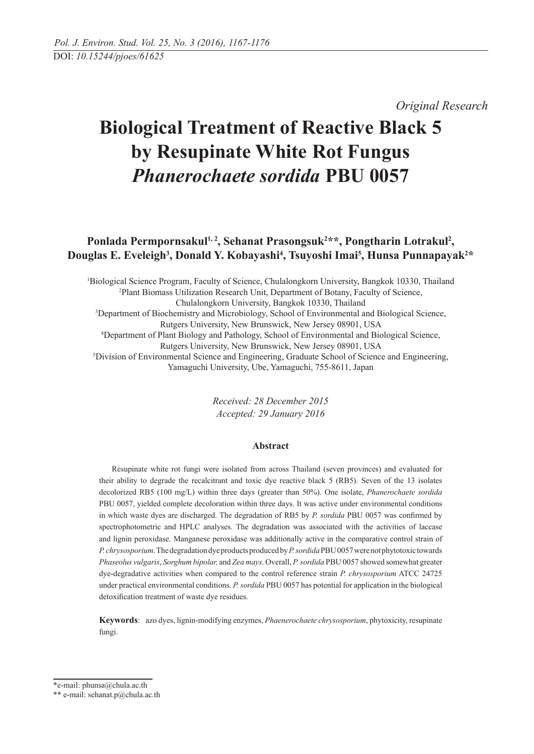DOI: *10.15244/pjoes/61625*

*Original Research*

# Biological Treatment of Reactive Black 5 by Resupinate White Rot Fungus *Phanerochaete sordida* PBU 0057

**Ponlada Permpornsakul[1, 2], Sehanat Prasongsuk[2]**, Pongtharin Lotrakul[2], Douglas E. Eveleigh[3], Donald Y. Kobayashi[4], Tsuyoshi Imai[5], Hunsa Punnapayak[2]***

[1]Biological Science Program, Faculty of Science, Chulalongkorn University, Bangkok 10330, Thailand
[2]Plant Biomass Utilization Research Unit, Department of Botany, Faculty of Science, Chulalongkorn University, Bangkok 10330, Thailand
[3]Department of Biochemistry and Microbiology, School of Environmental and Biological Science, Rutgers University, New Brunswick, New Jersey 08901, USA
[4]Department of Plant Biology and Pathology, School of Environmental and Biological Science, Rutgers University, New Brunswick, New Jersey 08901, USA
[5]Division of Environmental Science and Engineering, Graduate School of Science and Engineering, Yamaguchi University, Ube, Yamaguchi, 755-8611, Japan

*Received: 28 December 2015*
*Accepted: 29 January 2016*

## Abstract

Resupinate white rot fungi were isolated from across Thailand (seven provinces) and evaluated for their ability to degrade the recalcitrant and toxic dye reactive black 5 (RB5). Seven of the 13 isolates decolorized RB5 (100 mg/L) within three days (greater than 50%). One isolate, *Phanerochaete sordida* PBU 0057, yielded complete decoloration within three days. It was active under environmental conditions in which waste dyes are discharged. The degradation of RB5 by *P. sordida* PBU 0057 was confirmed by spectrophotometric and HPLC analyses. The degradation was associated with the activities of laccase and lignin peroxidase. Manganese peroxidase was additionally active in the comparative control strain of *P. chrysosporium*. The degradation dye products produced by *P. sordida* PBU 0057 were not phytotoxic towards *Phaseolus vulgaris*, *Sorghum bipolar,* and *Zea mays*. Overall, *P. sordida* PBU 0057 showed somewhat greater dye-degradative activities when compared to the control reference strain *P. chrysosporium* ATCC 24725 under practical environmental conditions. *P. sordida* PBU 0057 has potential for application in the biological detoxification treatment of waste dye residues.

**Keywords**: azo dyes, lignin-modifying enzymes, *Phaenerochaete chrysosporium*, phytoxicity, resupinate fungi.

---

*e-mail: phunsa@chula.ac.th
** e-mail: sehanat.p@chula.ac.th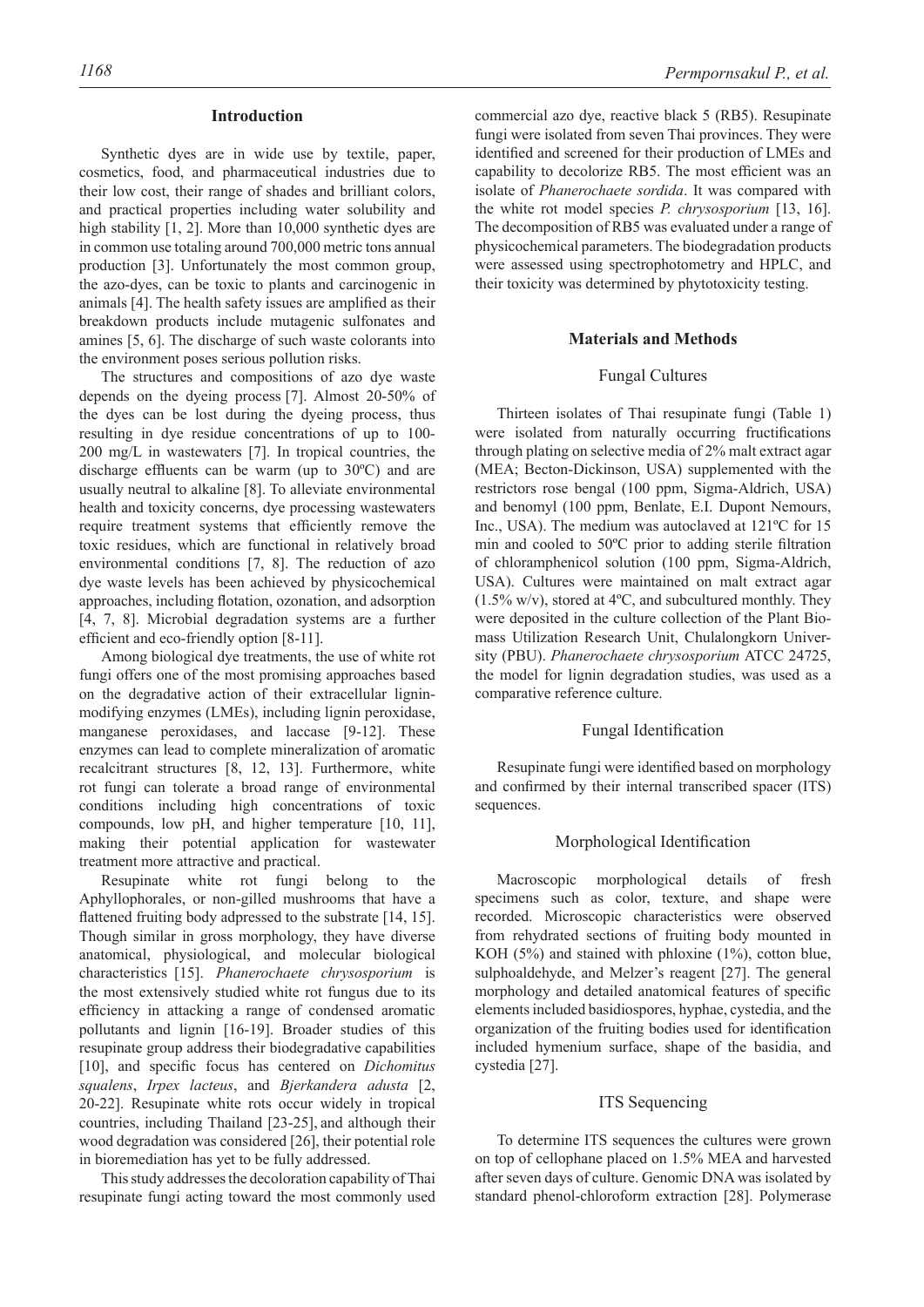## Introduction

Synthetic dyes are in wide use by textile, paper, cosmetics, food, and pharmaceutical industries due to their low cost, their range of shades and brilliant colors, and practical properties including water solubility and high stability [1, 2]. More than 10,000 synthetic dyes are in common use totaling around 700,000 metric tons annual production [3]. Unfortunately the most common group, the azo-dyes, can be toxic to plants and carcinogenic in animals [4]. The health safety issues are amplified as their breakdown products include mutagenic sulfonates and amines [5, 6]. The discharge of such waste colorants into the environment poses serious pollution risks.

The structures and compositions of azo dye waste depends on the dyeing process [7]. Almost 20-50% of the dyes can be lost during the dyeing process, thus resulting in dye residue concentrations of up to 100-200 mg/L in wastewaters [7]. In tropical countries, the discharge effluents can be warm (up to 30ºC) and are usually neutral to alkaline [8]. To alleviate environmental health and toxicity concerns, dye processing wastewaters require treatment systems that efficiently remove the toxic residues, which are functional in relatively broad environmental conditions [7, 8]. The reduction of azo dye waste levels has been achieved by physicochemical approaches, including flotation, ozonation, and adsorption [4, 7, 8]. Microbial degradation systems are a further efficient and eco-friendly option [8-11].

Among biological dye treatments, the use of white rot fungi offers one of the most promising approaches based on the degradative action of their extracellular lignin-modifying enzymes (LMEs), including lignin peroxidase, manganese peroxidases, and laccase [9-12]. These enzymes can lead to complete mineralization of aromatic recalcitrant structures [8, 12, 13]. Furthermore, white rot fungi can tolerate a broad range of environmental conditions including high concentrations of toxic compounds, low pH, and higher temperature [10, 11], making their potential application for wastewater treatment more attractive and practical.

Resupinate white rot fungi belong to the Aphyllophorales, or non-gilled mushrooms that have a flattened fruiting body adpressed to the substrate [14, 15]. Though similar in gross morphology, they have diverse anatomical, physiological, and molecular biological characteristics [15]. *Phanerochaete chrysosporium* is the most extensively studied white rot fungus due to its efficiency in attacking a range of condensed aromatic pollutants and lignin [16-19]. Broader studies of this resupinate group address their biodegradative capabilities [10], and specific focus has centered on *Dichomitus squalens*, *Irpex lacteus*, and *Bjerkandera adusta* [2, 20-22]. Resupinate white rots occur widely in tropical countries, including Thailand [23-25], and although their wood degradation was considered [26], their potential role in bioremediation has yet to be fully addressed.

This study addresses the decoloration capability of Thai resupinate fungi acting toward the most commonly used commercial azo dye, reactive black 5 (RB5). Resupinate fungi were isolated from seven Thai provinces. They were identified and screened for their production of LMEs and capability to decolorize RB5. The most efficient was an isolate of *Phanerochaete sordida*. It was compared with the white rot model species *P. chrysosporium* [13, 16]. The decomposition of RB5 was evaluated under a range of physicochemical parameters. The biodegradation products were assessed using spectrophotometry and HPLC, and their toxicity was determined by phytotoxicity testing.

## Materials and Methods

### Fungal Cultures

Thirteen isolates of Thai resupinate fungi (Table 1) were isolated from naturally occurring fructifications through plating on selective media of 2% malt extract agar (MEA; Becton-Dickinson, USA) supplemented with the restrictors rose bengal (100 ppm, Sigma-Aldrich, USA) and benomyl (100 ppm, Benlate, E.I. Dupont Nemours, Inc., USA). The medium was autoclaved at 121ºC for 15 min and cooled to 50ºC prior to adding sterile filtration of chloramphenicol solution (100 ppm, Sigma-Aldrich, USA). Cultures were maintained on malt extract agar (1.5% w/v), stored at 4ºC, and subcultured monthly. They were deposited in the culture collection of the Plant Biomass Utilization Research Unit, Chulalongkorn University (PBU). *Phanerochaete chrysosporium* ATCC 24725, the model for lignin degradation studies, was used as a comparative reference culture.

### Fungal Identification

Resupinate fungi were identified based on morphology and confirmed by their internal transcribed spacer (ITS) sequences.

### Morphological Identification

Macroscopic morphological details of fresh specimens such as color, texture, and shape were recorded. Microscopic characteristics were observed from rehydrated sections of fruiting body mounted in KOH (5%) and stained with phloxine (1%), cotton blue, sulphoaldehyde, and Melzer's reagent [27]. The general morphology and detailed anatomical features of specific elements included basidiospores, hyphae, cystedia, and the organization of the fruiting bodies used for identification included hymenium surface, shape of the basidia, and cystedia [27].

### ITS Sequencing

To determine ITS sequences the cultures were grown on top of cellophane placed on 1.5% MEA and harvested after seven days of culture. Genomic DNA was isolated by standard phenol-chloroform extraction [28]. Polymerase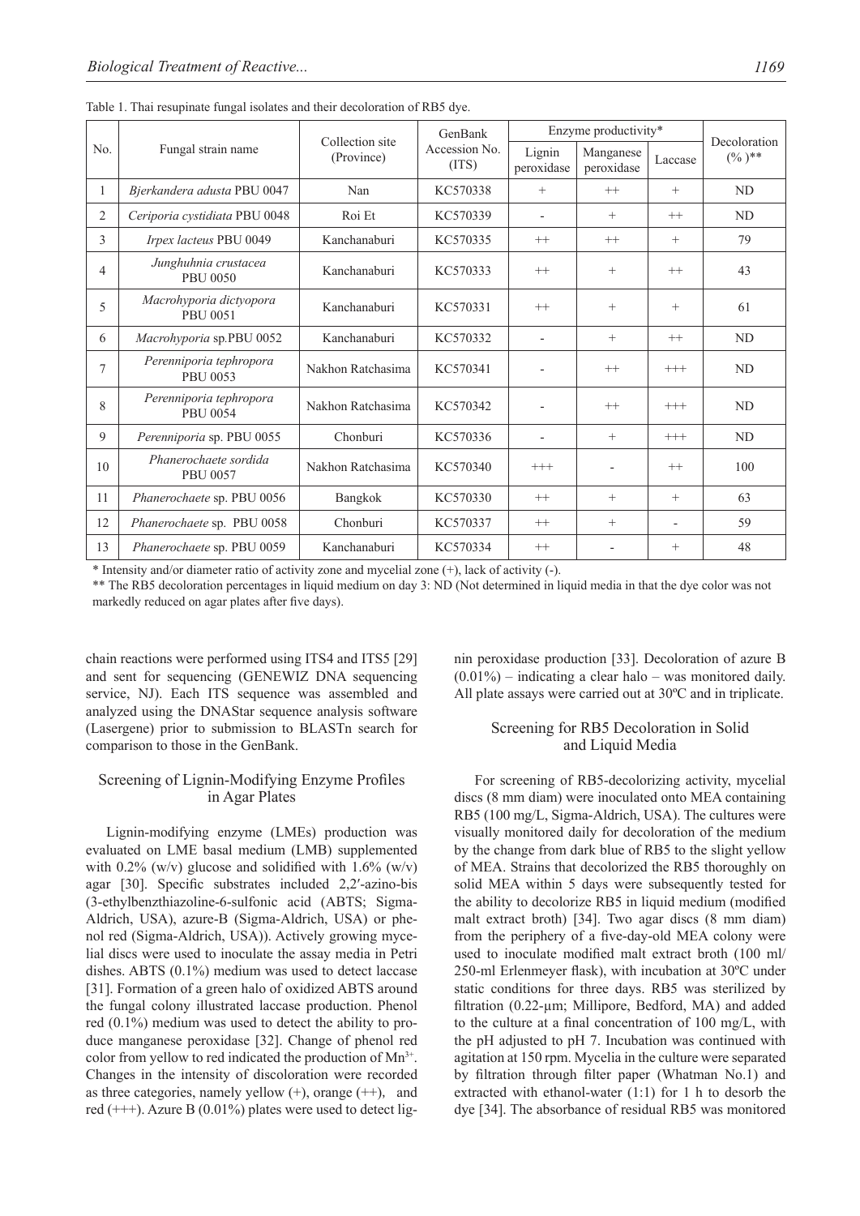Table 1. Thai resupinate fungal isolates and their decoloration of RB5 dye.

| No. | Fungal strain name | Collection site (Province) | GenBank Accession No. (ITS) | Enzyme productivity* | | | Decoloration (% )** |
|---|---|---|---|---|---|---|---|
| | | | | Lignin peroxidase | Manganese peroxidase | Laccase | |
| 1 | *Bjerkandera adusta* PBU 0047 | Nan | KC570338 | + | ++ | + | ND |
| 2 | *Ceriporia cystidiata* PBU 0048 | Roi Et | KC570339 | - | + | ++ | ND |
| 3 | *Irpex lacteus* PBU 0049 | Kanchanaburi | KC570335 | ++ | ++ | + | 79 |
| 4 | *Junghuhnia crustacea* PBU 0050 | Kanchanaburi | KC570333 | ++ | + | ++ | 43 |
| 5 | *Macrohyporia dictyopora* PBU 0051 | Kanchanaburi | KC570331 | ++ | + | + | 61 |
| 6 | *Macrohyporia* sp.PBU 0052 | Kanchanaburi | KC570332 | - | + | ++ | ND |
| 7 | *Perenniporia tephropora* PBU 0053 | Nakhon Ratchasima | KC570341 | - | ++ | +++ | ND |
| 8 | *Perenniporia tephropora* PBU 0054 | Nakhon Ratchasima | KC570342 | - | ++ | +++ | ND |
| 9 | *Perenniporia* sp. PBU 0055 | Chonburi | KC570336 | - | + | +++ | ND |
| 10 | *Phanerochaete sordida* PBU 0057 | Nakhon Ratchasima | KC570340 | +++ | - | ++ | 100 |
| 11 | *Phanerochaete* sp. PBU 0056 | Bangkok | KC570330 | ++ | + | + | 63 |
| 12 | *Phanerochaete* sp. PBU 0058 | Chonburi | KC570337 | ++ | + | - | 59 |
| 13 | *Phanerochaete* sp. PBU 0059 | Kanchanaburi | KC570334 | ++ | - | + | 48 |

\* Intensity and/or diameter ratio of activity zone and mycelial zone (+), lack of activity (-).

** The RB5 decoloration percentages in liquid medium on day 3: ND (Not determined in liquid media in that the dye color was not markedly reduced on agar plates after five days).

chain reactions were performed using ITS4 and ITS5 [29] and sent for sequencing (GENEWIZ DNA sequencing service, NJ). Each ITS sequence was assembled and analyzed using the DNAStar sequence analysis software (Lasergene) prior to submission to BLASTn search for comparison to those in the GenBank.

## Screening of Lignin-Modifying Enzyme Profiles in Agar Plates

Lignin-modifying enzyme (LMEs) production was evaluated on LME basal medium (LMB) supplemented with 0.2% (w/v) glucose and solidified with 1.6% (w/v) agar [30]. Specific substrates included 2,2′-azino-bis (3-ethylbenzthiazoline-6-sulfonic acid (ABTS; Sigma-Aldrich, USA), azure-B (Sigma-Aldrich, USA) or phenol red (Sigma-Aldrich, USA)). Actively growing mycelial discs were used to inoculate the assay media in Petri dishes. ABTS (0.1%) medium was used to detect laccase [31]. Formation of a green halo of oxidized ABTS around the fungal colony illustrated laccase production. Phenol red (0.1%) medium was used to detect the ability to produce manganese peroxidase [32]. Change of phenol red color from yellow to red indicated the production of $Mn^{3+}$. Changes in the intensity of discoloration were recorded as three categories, namely yellow (+), orange (++), and red (+++). Azure B (0.01%) plates were used to detect lignin peroxidase production [33]. Decoloration of azure B (0.01%) – indicating a clear halo – was monitored daily. All plate assays were carried out at 30ºC and in triplicate.

## Screening for RB5 Decoloration in Solid and Liquid Media

For screening of RB5-decolorizing activity, mycelial discs (8 mm diam) were inoculated onto MEA containing RB5 (100 mg/L, Sigma-Aldrich, USA). The cultures were visually monitored daily for decoloration of the medium by the change from dark blue of RB5 to the slight yellow of MEA. Strains that decolorized the RB5 thoroughly on solid MEA within 5 days were subsequently tested for the ability to decolorize RB5 in liquid medium (modified malt extract broth) [34]. Two agar discs (8 mm diam) from the periphery of a five-day-old MEA colony were used to inoculate modified malt extract broth (100 ml/250-ml Erlenmeyer flask), with incubation at 30ºC under static conditions for three days. RB5 was sterilized by filtration (0.22-µm; Millipore, Bedford, MA) and added to the culture at a final concentration of 100 mg/L, with the pH adjusted to pH 7. Incubation was continued with agitation at 150 rpm. Mycelia in the culture were separated by filtration through filter paper (Whatman No.1) and extracted with ethanol-water (1:1) for 1 h to desorb the dye [34]. The absorbance of residual RB5 was monitored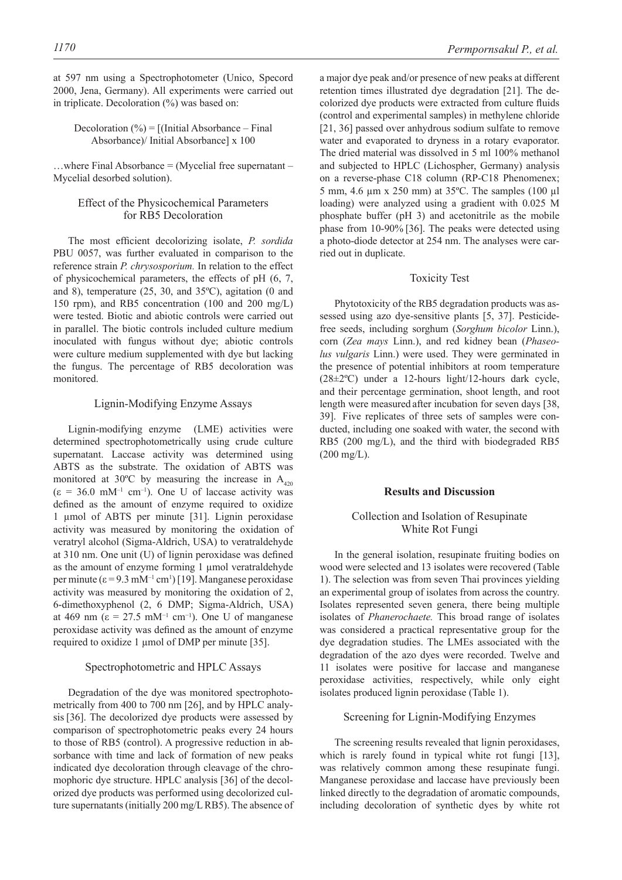at 597 nm using a Spectrophotometer (Unico, Specord 2000, Jena, Germany). All experiments were carried out in triplicate. Decoloration (%) was based on:

Decoloration (%) = [(Initial Absorbance – Final Absorbance)/ Initial Absorbance] x 100

…where Final Absorbance = (Mycelial free supernatant – Mycelial desorbed solution).

### Effect of the Physicochemical Parameters for RB5 Decoloration

The most efficient decolorizing isolate, *P. sordida* PBU 0057, was further evaluated in comparison to the reference strain *P. chrysosporium.* In relation to the effect of physicochemical parameters, the effects of pH (6, 7, and 8), temperature (25, 30, and 35ºC), agitation (0 and 150 rpm), and RB5 concentration (100 and 200 mg/L) were tested. Biotic and abiotic controls were carried out in parallel. The biotic controls included culture medium inoculated with fungus without dye; abiotic controls were culture medium supplemented with dye but lacking the fungus. The percentage of RB5 decoloration was monitored.

### Lignin-Modifying Enzyme Assays

Lignin-modifying enzyme (LME) activities were determined spectrophotometrically using crude culture supernatant. Laccase activity was determined using ABTS as the substrate. The oxidation of ABTS was monitored at 30ºC by measuring the increase in $A_{420}$ ($\varepsilon = 36.0$ mM$^{-1}$ cm$^{-1}$). One U of laccase activity was defined as the amount of enzyme required to oxidize 1 µmol of ABTS per minute [31]. Lignin peroxidase activity was measured by monitoring the oxidation of veratryl alcohol (Sigma-Aldrich, USA) to veratraldehyde at 310 nm. One unit (U) of lignin peroxidase was defined as the amount of enzyme forming 1 µmol veratraldehyde per minute ($\varepsilon = 9.3$ mM$^{-1}$ cm$^{1}$) [19]. Manganese peroxidase activity was measured by monitoring the oxidation of 2, 6-dimethoxyphenol (2, 6 DMP; Sigma-Aldrich, USA) at 469 nm ($\varepsilon = 27.5$ mM$^{-1}$ cm$^{-1}$). One U of manganese peroxidase activity was defined as the amount of enzyme required to oxidize 1 µmol of DMP per minute [35].

### Spectrophotometric and HPLC Assays

Degradation of the dye was monitored spectrophotometrically from 400 to 700 nm [26], and by HPLC analysis [36]. The decolorized dye products were assessed by comparison of spectrophotometric peaks every 24 hours to those of RB5 (control). A progressive reduction in absorbance with time and lack of formation of new peaks indicated dye decoloration through cleavage of the chromophoric dye structure. HPLC analysis [36] of the decolorized dye products was performed using decolorized culture supernatants (initially 200 mg/L RB5). The absence of a major dye peak and/or presence of new peaks at different retention times illustrated dye degradation [21]. The decolorized dye products were extracted from culture fluids (control and experimental samples) in methylene chloride [21, 36] passed over anhydrous sodium sulfate to remove water and evaporated to dryness in a rotary evaporator. The dried material was dissolved in 5 ml 100% methanol and subjected to HPLC (Lichospher, Germany) analysis on a reverse-phase C18 column (RP-C18 Phenomenex; 5 mm, 4.6 µm x 250 mm) at 35ºC. The samples (100 µl loading) were analyzed using a gradient with 0.025 M phosphate buffer (pH 3) and acetonitrile as the mobile phase from 10-90% [36]. The peaks were detected using a photo-diode detector at 254 nm. The analyses were carried out in duplicate.

### Toxicity Test

Phytotoxicity of the RB5 degradation products was assessed using azo dye-sensitive plants [5, 37]. Pesticide-free seeds, including sorghum (*Sorghum bicolor* Linn.), corn (*Zea mays* Linn.), and red kidney bean (*Phaseolus vulgaris* Linn.) were used. They were germinated in the presence of potential inhibitors at room temperature (28±2ºC) under a 12-hours light/12-hours dark cycle, and their percentage germination, shoot length, and root length were measured after incubation for seven days [38, 39]. Five replicates of three sets of samples were conducted, including one soaked with water, the second with RB5 (200 mg/L), and the third with biodegraded RB5 (200 mg/L).

## Results and Discussion

### Collection and Isolation of Resupinate White Rot Fungi

In the general isolation, resupinate fruiting bodies on wood were selected and 13 isolates were recovered (Table 1). The selection was from seven Thai provinces yielding an experimental group of isolates from across the country. Isolates represented seven genera, there being multiple isolates of *Phanerochaete.* This broad range of isolates was considered a practical representative group for the dye degradation studies. The LMEs associated with the degradation of the azo dyes were recorded. Twelve and 11 isolates were positive for laccase and manganese peroxidase activities, respectively, while only eight isolates produced lignin peroxidase (Table 1).

### Screening for Lignin-Modifying Enzymes

The screening results revealed that lignin peroxidases, which is rarely found in typical white rot fungi [13], was relatively common among these resupinate fungi. Manganese peroxidase and laccase have previously been linked directly to the degradation of aromatic compounds, including decoloration of synthetic dyes by white rot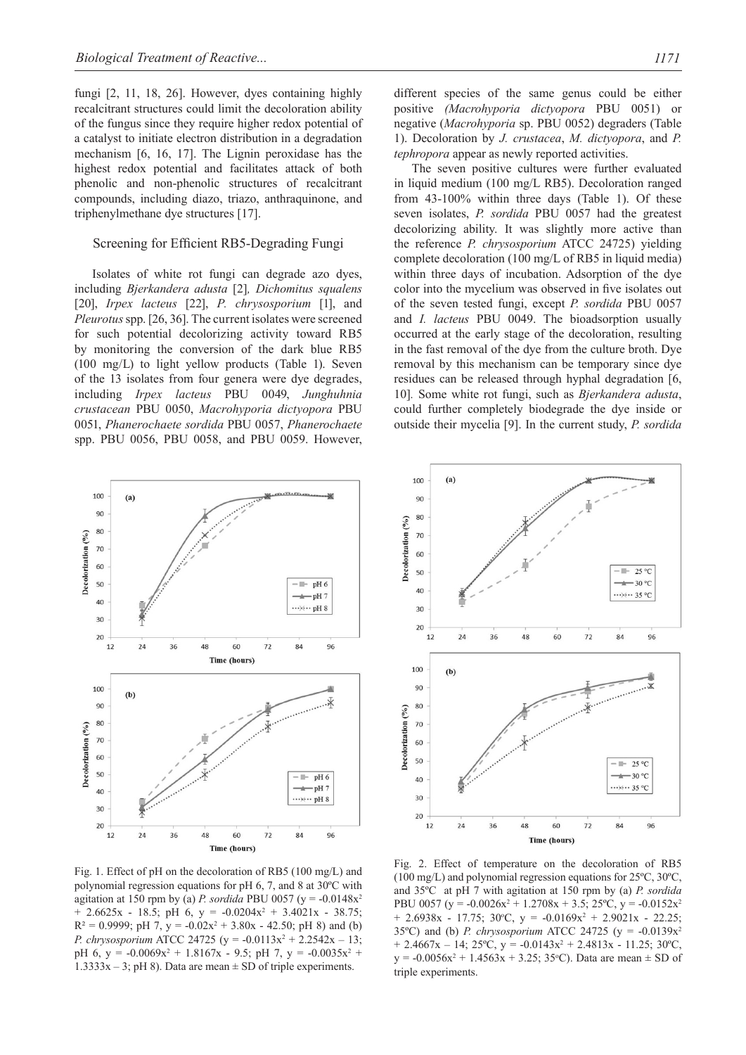fungi [2, 11, 18, 26]. However, dyes containing highly recalcitrant structures could limit the decoloration ability of the fungus since they require higher redox potential of a catalyst to initiate electron distribution in a degradation mechanism [6, 16, 17]. The Lignin peroxidase has the highest redox potential and facilitates attack of both phenolic and non-phenolic structures of recalcitrant compounds, including diazo, triazo, anthraquinone, and triphenylmethane dye structures [17].

## Screening for Efficient RB5-Degrading Fungi

Isolates of white rot fungi can degrade azo dyes, including *Bjerkandera adusta* [2], *Dichomitus squalens* [20], *Irpex lacteus* [22], *P. chrysosporium* [1], and *Pleurotus* spp. [26, 36]. The current isolates were screened for such potential decolorizing activity toward RB5 by monitoring the conversion of the dark blue RB5 (100 mg/L) to light yellow products (Table 1). Seven of the 13 isolates from four genera were dye degrades, including *Irpex lacteus* PBU 0049, *Junghuhnia crustacean* PBU 0050, *Macrohyporia dictyopora* PBU 0051, *Phanerochaete sordida* PBU 0057, *Phanerochaete* spp. PBU 0056, PBU 0058, and PBU 0059. However, different species of the same genus could be either positive *(Macrohyporia dictyopora* PBU 0051) or negative (*Macrohyporia* sp. PBU 0052) degraders (Table 1). Decoloration by *J. crustacea*, *M. dictyopora*, and *P. tephropora* appear as newly reported activities.

The seven positive cultures were further evaluated in liquid medium (100 mg/L RB5). Decoloration ranged from 43-100% within three days (Table 1). Of these seven isolates, *P. sordida* PBU 0057 had the greatest decolorizing ability. It was slightly more active than the reference *P. chrysosporium* ATCC 24725) yielding complete decoloration (100 mg/L of RB5 in liquid media) within three days of incubation. Adsorption of the dye color into the mycelium was observed in five isolates out of the seven tested fungi, except *P. sordida* PBU 0057 and *I. lacteus* PBU 0049. The bioadsorption usually occurred at the early stage of the decoloration, resulting in the fast removal of the dye from the culture broth. Dye removal by this mechanism can be temporary since dye residues can be released through hyphal degradation [6, 10]. Some white rot fungi, such as *Bjerkandera adusta*, could further completely biodegrade the dye inside or outside their mycelia [9]. In the current study, *P. sordida*

Fig. 1. Effect of pH on the decoloration of RB5 (100 mg/L) and polynomial regression equations for pH 6, 7, and 8 at 30ºC with agitation at 150 rpm by (a) *P. sordida* PBU 0057 ($y = -0.0148x^2 + 2.6625x - 18.5$; pH 6, $y = -0.0204x^2 + 3.4021x - 38.75$; $R^2 = 0.9999$; pH 7, $y = -0.02x^2 + 3.80x - 42.50$; pH 8) and (b) *P. chrysosporium* ATCC 24725 ($y = -0.0113x^2 + 2.2542x - 13$; pH 6, $y = -0.0069x^2 + 1.8167x - 9.5$; pH 7, $y = -0.0035x^2 + 1.3333x - 3$; pH 8). Data are mean ± SD of triple experiments.

Fig. 2. Effect of temperature on the decoloration of RB5 (100 mg/L) and polynomial regression equations for 25ºC, 30ºC, and 35ºC at pH 7 with agitation at 150 rpm by (a) *P. sordida* PBU 0057 ($y = -0.0026x^2 + 1.2708x + 3.5$; 25ºC, $y = -0.0152x^2 + 2.6938x - 17.75$; 30ºC, $y = -0.0169x^2 + 2.9021x - 22.25$; 35ºC) and (b) *P. chrysosporium* ATCC 24725 ($y = -0.0139x^2 + 2.4667x - 14$; 25ºC, $y = -0.0143x^2 + 2.4813x - 11.25$; 30ºC, $y = -0.0056x^2 + 1.4563x + 3.25$; 35ºC). Data are mean ± SD of triple experiments.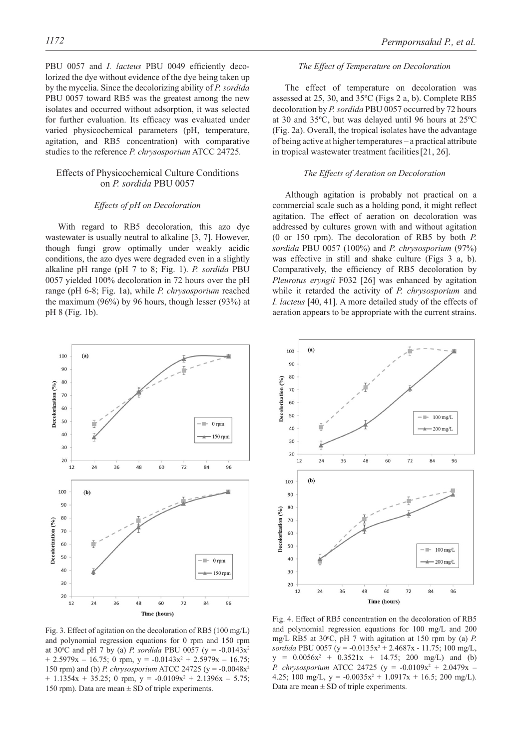PBU 0057 and *I. lacteus* PBU 0049 efficiently decolorized the dye without evidence of the dye being taken up by the mycelia. Since the decolorizing ability of *P. sordida* PBU 0057 toward RB5 was the greatest among the new isolates and occurred without adsorption, it was selected for further evaluation. Its efficacy was evaluated under varied physicochemical parameters (pH, temperature, agitation, and RB5 concentration) with comparative studies to the reference *P. chrysosporium* ATCC 24725.

## Effects of Physicochemical Culture Conditions on *P. sordida* PBU 0057

### *Effects of pH on Decoloration*

With regard to RB5 decoloration, this azo dye wastewater is usually neutral to alkaline [3, 7]. However, though fungi grow optimally under weakly acidic conditions, the azo dyes were degraded even in a slightly alkaline pH range (pH 7 to 8; Fig. 1). *P. sordida* PBU 0057 yielded 100% decoloration in 72 hours over the pH range (pH 6-8; Fig. 1a), while *P. chrysosporium* reached the maximum (96%) by 96 hours, though lesser (93%) at pH 8 (Fig. 1b).

### *The Effect of Temperature on Decoloration*

The effect of temperature on decoloration was assessed at 25, 30, and 35ºC (Figs 2 a, b). Complete RB5 decoloration by *P. sordida* PBU 0057 occurred by 72 hours at 30 and 35ºC, but was delayed until 96 hours at 25ºC (Fig. 2a). Overall, the tropical isolates have the advantage of being active at higher temperatures – a practical attribute in tropical wastewater treatment facilities [21, 26].

### *The Effects of Aeration on Decoloration*

Although agitation is probably not practical on a commercial scale such as a holding pond, it might reflect agitation. The effect of aeration on decoloration was addressed by cultures grown with and without agitation (0 or 150 rpm). The decoloration of RB5 by both *P. sordida* PBU 0057 (100%) and *P. chrysosporium* (97%) was effective in still and shake culture (Figs 3 a, b). Comparatively, the efficiency of RB5 decoloration by *Pleurotus eryngii* F032 [26] was enhanced by agitation while it retarded the activity of *P. chrysosporium* and *I. lacteus* [40, 41]. A more detailed study of the effects of aeration appears to be appropriate with the current strains.

Fig. 3. Effect of agitation on the decoloration of RB5 (100 mg/L) and polynomial regression equations for 0 rpm and 150 rpm at 30°C and pH 7 by (a) *P. sordida* PBU 0057 ($y = -0.0143x^2 + 2.5979x - 16.75$; 0 rpm, $y = -0.0143x^2 + 2.5979x - 16.75$; 150 rpm) and (b) *P. chrysosporium* ATCC 24725 ($y = -0.0048x^2 + 1.1354x + 35.25$; 0 rpm, $y = -0.0109x^2 + 2.1396x - 5.75$; 150 rpm). Data are mean ± SD of triple experiments.

Fig. 4. Effect of RB5 concentration on the decoloration of RB5 and polynomial regression equations for 100 mg/L and 200 mg/L RB5 at 30°C, pH 7 with agitation at 150 rpm by (a) *P. sordida* PBU 0057 ($y = -0.0135x^2 + 2.4687x - 11.75$; 100 mg/L, $y = 0.0056x^2 + 0.3521x + 14.75$; 200 mg/L) and (b) *P. chrysosporium* ATCC 24725 ($y = -0.0109x^2 + 2.0479x - 4.25$; 100 mg/L, $y = -0.0035x^2 + 1.0917x + 16.5$; 200 mg/L). Data are mean ± SD of triple experiments.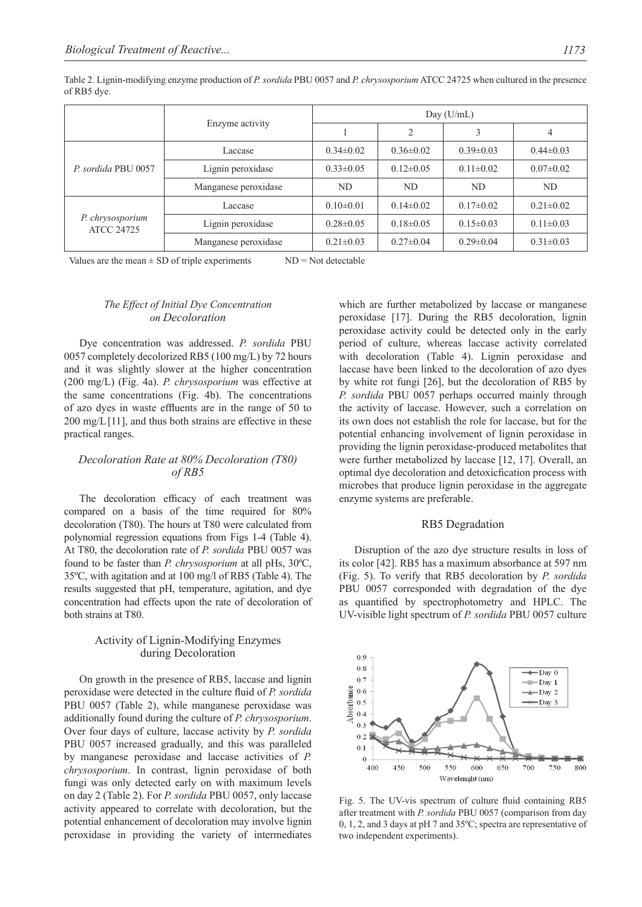Table 2. Lignin-modifying enzyme production of *P. sordida* PBU 0057 and *P. chrysosporium* ATCC 24725 when cultured in the presence of RB5 dye.

| | Enzyme activity | Day (U/mL) | | | |
|---|---|---|---|---|---|
| | | 1 | 2 | 3 | 4 |
| *P. sordida* PBU 0057 | Laccase | 0.34±0.02 | 0.36±0.02 | 0.39±0.03 | 0.44±0.03 |
| | Lignin peroxidase | 0.33±0.05 | 0.12±0.05 | 0.11±0.02 | 0.07±0.02 |
| | Manganese peroxidase | ND | ND | ND | ND |
| *P. chrysosporium* ATCC 24725 | Laccase | 0.10±0.01 | 0.14±0.02 | 0.17±0.02 | 0.21±0.02 |
| | Lignin peroxidase | 0.28±0.05 | 0.18±0.05 | 0.15±0.03 | 0.11±0.03 |
| | Manganese peroxidase | 0.21±0.03 | 0.27±0.04 | 0.29±0.04 | 0.31±0.03 |

Values are the mean ± SD of triple experiments ND = Not detectable

### *The Effect of Initial Dye Concentration on Decoloration*

Dye concentration was addressed. *P. sordida* PBU 0057 completely decolorized RB5 (100 mg/L) by 72 hours and it was slightly slower at the higher concentration (200 mg/L) (Fig. 4a). *P. chrysosporium* was effective at the same concentrations (Fig. 4b). The concentrations of azo dyes in waste effluents are in the range of 50 to 200 mg/L [11], and thus both strains are effective in these practical ranges.

### *Decoloration Rate at 80% Decoloration (T80) of RB5*

The decoloration efficacy of each treatment was compared on a basis of the time required for 80% decoloration (T80). The hours at T80 were calculated from polynomial regression equations from Figs 1-4 (Table 4). At T80, the decoloration rate of *P. sordida* PBU 0057 was found to be faster than *P. chrysosporium* at all pHs, 30ºC, 35ºC, with agitation and at 100 mg/l of RB5 (Table 4). The results suggested that pH, temperature, agitation, and dye concentration had effects upon the rate of decoloration of both strains at T80.

## Activity of Lignin-Modifying Enzymes during Decoloration

On growth in the presence of RB5, laccase and lignin peroxidase were detected in the culture fluid of *P. sordida* PBU 0057 (Table 2), while manganese peroxidase was additionally found during the culture of *P. chrysosporium*. Over four days of culture, laccase activity by *P. sordida* PBU 0057 increased gradually, and this was paralleled by manganese peroxidase and laccase activities of *P. chrysosporium*. In contrast, lignin peroxidase of both fungi was only detected early on with maximum levels on day 2 (Table 2). For *P. sordida* PBU 0057, only laccase activity appeared to correlate with decoloration, but the potential enhancement of decoloration may involve lignin peroxidase in providing the variety of intermediates which are further metabolized by laccase or manganese peroxidase [17]. During the RB5 decoloration, lignin peroxidase activity could be detected only in the early period of culture, whereas laccase activity correlated with decoloration (Table 4). Lignin peroxidase and laccase have been linked to the decoloration of azo dyes by white rot fungi [26], but the decoloration of RB5 by *P. sordida* PBU 0057 perhaps occurred mainly through the activity of laccase. However, such a correlation on its own does not establish the role for laccase, but for the potential enhancing involvement of lignin peroxidase in providing the lignin peroxidase-produced metabolites that were further metabolized by laccase [12, 17]. Overall, an optimal dye decoloration and detoxicfication process with microbes that produce lignin peroxidase in the aggregate enzyme systems are preferable.

## RB5 Degradation

Disruption of the azo dye structure results in loss of its color [42]. RB5 has a maximum absorbance at 597 nm (Fig. 5). To verify that RB5 decoloration by *P. sordida* PBU 0057 corresponded with degradation of the dye as quantified by spectrophotometry and HPLC. The UV-visible light spectrum of *P. sordida* PBU 0057 culture

Fig. 5. The UV-vis spectrum of culture fluid containing RB5 after treatment with *P. sordida* PBU 0057 (comparison from day 0, 1, 2, and 3 days at pH 7 and 35ºC; spectra are representative of two independent experiments).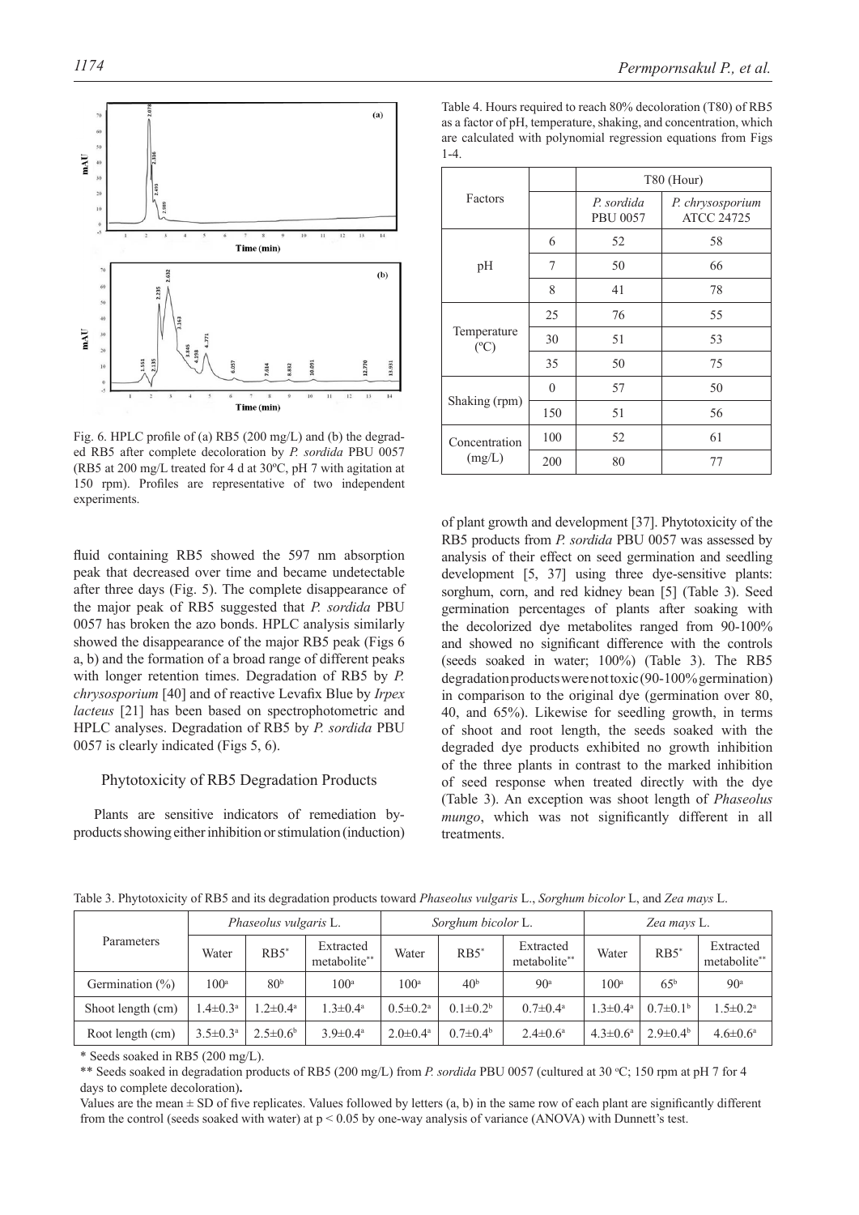Fig. 6. HPLC profile of (a) RB5 (200 mg/L) and (b) the degraded RB5 after complete decoloration by *P. sordida* PBU 0057 (RB5 at 200 mg/L treated for 4 d at 30ºC, pH 7 with agitation at 150 rpm). Profiles are representative of two independent experiments.

fluid containing RB5 showed the 597 nm absorption peak that decreased over time and became undetectable after three days (Fig. 5). The complete disappearance of the major peak of RB5 suggested that *P. sordida* PBU 0057 has broken the azo bonds. HPLC analysis similarly showed the disappearance of the major RB5 peak (Figs 6 a, b) and the formation of a broad range of different peaks with longer retention times. Degradation of RB5 by *P. chrysosporium* [40] and of reactive Levafix Blue by *Irpex lacteus* [21] has been based on spectrophotometric and HPLC analyses. Degradation of RB5 by *P. sordida* PBU 0057 is clearly indicated (Figs 5, 6).

## Phytotoxicity of RB5 Degradation Products

Plants are sensitive indicators of remediation by-products showing either inhibition or stimulation (induction) of plant growth and development [37]. Phytotoxicity of the RB5 products from *P. sordida* PBU 0057 was assessed by analysis of their effect on seed germination and seedling development [5, 37] using three dye-sensitive plants: sorghum, corn, and red kidney bean [5] (Table 3). Seed germination percentages of plants after soaking with the decolorized dye metabolites ranged from 90-100% and showed no significant difference with the controls (seeds soaked in water; 100%) (Table 3). The RB5 degradation products were not toxic (90-100% germination) in comparison to the original dye (germination over 80, 40, and 65%). Likewise for seedling growth, in terms of shoot and root length, the seeds soaked with the degraded dye products exhibited no growth inhibition of the three plants in contrast to the marked inhibition of seed response when treated directly with the dye (Table 3). An exception was shoot length of *Phaseolus mungo*, which was not significantly different in all treatments.

Table 4. Hours required to reach 80% decoloration (T80) of RB5 as a factor of pH, temperature, shaking, and concentration, which are calculated with polynomial regression equations from Figs 1-4.

| Factors | | T80 (Hour) | |
|---|---|---|---|
| | | *P. sordida* PBU 0057 | *P. chrysosporium* ATCC 24725 |
| pH | 6 | 52 | 58 |
| | 7 | 50 | 66 |
| | 8 | 41 | 78 |
| Temperature (ºC) | 25 | 76 | 55 |
| | 30 | 51 | 53 |
| | 35 | 50 | 75 |
| Shaking (rpm) | 0 | 57 | 50 |
| | 150 | 51 | 56 |
| Concentration (mg/L) | 100 | 52 | 61 |
| | 200 | 80 | 77 |

Table 3. Phytotoxicity of RB5 and its degradation products toward *Phaseolus vulgaris* L., *Sorghum bicolor* L, and *Zea mays* L.

| Parameters | *Phaseolus vulgaris* L. | | | *Sorghum bicolor* L. | | | *Zea mays* L. | | |
|---|---|---|---|---|---|---|---|---|---|
| | Water | RB5* | Extracted metabolite** | Water | RB5* | Extracted metabolite** | Water | RB5* | Extracted metabolite** |
| Germination (%) | $100^a$ | $80^b$ | $100^a$ | $100^a$ | $40^b$ | $90^a$ | $100^a$ | $65^b$ | $90^a$ |
| Shoot length (cm) | $1.4±0.3^a$ | $1.2±0.4^a$ | $1.3±0.4^a$ | $0.5±0.2^a$ | $0.1±0.2^b$ | $0.7±0.4^a$ | $1.3±0.4^a$ | $0.7±0.1^b$ | $1.5±0.2^a$ |
| Root length (cm) | $3.5±0.3^a$ | $2.5±0.6^b$ | $3.9±0.4^a$ | $2.0±0.4^a$ | $0.7±0.4^b$ | $2.4±0.6^a$ | $4.3±0.6^a$ | $2.9±0.4^b$ | $4.6±0.6^a$ |

* Seeds soaked in RB5 (200 mg/L).

** Seeds soaked in degradation products of RB5 (200 mg/L) from *P. sordida* PBU 0057 (cultured at 30 ºC; 150 rpm at pH 7 for 4 days to complete decoloration).

Values are the mean ± SD of five replicates. Values followed by letters (a, b) in the same row of each plant are significantly different from the control (seeds soaked with water) at $p < 0.05$ by one-way analysis of variance (ANOVA) with Dunnett's test.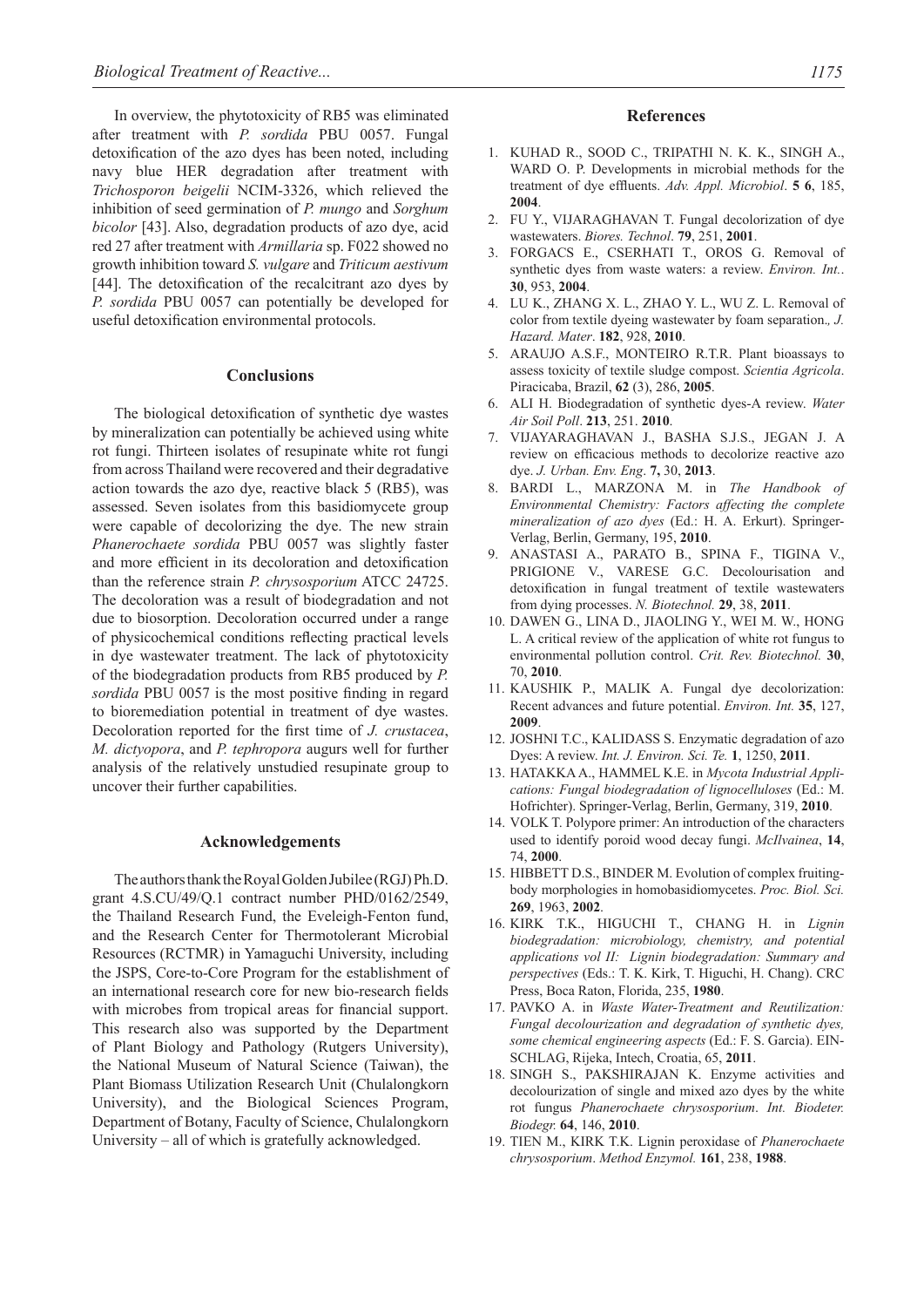In overview, the phytotoxicity of RB5 was eliminated after treatment with *P. sordida* PBU 0057. Fungal detoxification of the azo dyes has been noted, including navy blue HER degradation after treatment with *Trichosporon beigelii* NCIM-3326, which relieved the inhibition of seed germination of *P. mungo* and *Sorghum bicolor* [43]. Also, degradation products of azo dye, acid red 27 after treatment with *Armillaria* sp. F022 showed no growth inhibition toward *S. vulgare* and *Triticum aestivum* [44]. The detoxification of the recalcitrant azo dyes by *P. sordida* PBU 0057 can potentially be developed for useful detoxification environmental protocols.

## Conclusions

The biological detoxification of synthetic dye wastes by mineralization can potentially be achieved using white rot fungi. Thirteen isolates of resupinate white rot fungi from across Thailand were recovered and their degradative action towards the azo dye, reactive black 5 (RB5), was assessed. Seven isolates from this basidiomycete group were capable of decolorizing the dye. The new strain *Phanerochaete sordida* PBU 0057 was slightly faster and more efficient in its decoloration and detoxification than the reference strain *P. chrysosporium* ATCC 24725. The decoloration was a result of biodegradation and not due to biosorption. Decoloration occurred under a range of physicochemical conditions reflecting practical levels in dye wastewater treatment. The lack of phytotoxicity of the biodegradation products from RB5 produced by *P. sordida* PBU 0057 is the most positive finding in regard to bioremediation potential in treatment of dye wastes. Decoloration reported for the first time of *J. crustacea*, *M. dictyopora*, and *P. tephropora* augurs well for further analysis of the relatively unstudied resupinate group to uncover their further capabilities.

## Acknowledgements

The authors thank the Royal Golden Jubilee (RGJ) Ph.D. grant 4.S.CU/49/Q.1 contract number PHD/0162/2549, the Thailand Research Fund, the Eveleigh-Fenton fund, and the Research Center for Thermotolerant Microbial Resources (RCTMR) in Yamaguchi University, including the JSPS, Core-to-Core Program for the establishment of an international research core for new bio-research fields with microbes from tropical areas for financial support. This research also was supported by the Department of Plant Biology and Pathology (Rutgers University), the National Museum of Natural Science (Taiwan), the Plant Biomass Utilization Research Unit (Chulalongkorn University), and the Biological Sciences Program, Department of Botany, Faculty of Science, Chulalongkorn University – all of which is gratefully acknowledged.

## References

1. KUHAD R., SOOD C., TRIPATHI N. K. K., SINGH A., WARD O. P. Developments in microbial methods for the treatment of dye effluents. *Adv. Appl. Microbiol*. **5 6**, 185, **2004**.
2. FU Y., VIJARAGHAVAN T. Fungal decolorization of dye wastewaters. *Biores. Technol*. **79**, 251, **2001**.
3. FORGACS E., CSERHATI T., OROS G. Removal of synthetic dyes from waste waters: a review. *Environ. Int.*. **30**, 953, **2004**.
4. LU K., ZHANG X. L., ZHAO Y. L., WU Z. L. Removal of color from textile dyeing wastewater by foam separation.*, J. Hazard. Mater*. **182**, 928, **2010**.
5. ARAUJO A.S.F., MONTEIRO R.T.R. Plant bioassays to assess toxicity of textile sludge compost. *Scientia Agricola*. Piracicaba, Brazil, **62** (3), 286, **2005**.
6. ALI H. Biodegradation of synthetic dyes-A review. *Water Air Soil Poll*. **213**, 251. **2010**.
7. VIJAYARAGHAVAN J., BASHA S.J.S., JEGAN J. A review on efficacious methods to decolorize reactive azo dye. *J. Urban. Env. Eng*. **7,** 30, **2013**.
8. BARDI L., MARZONA M. in *The Handbook of Environmental Chemistry: Factors affecting the complete mineralization of azo dyes* (Ed.: H. A. Erkurt). Springer-Verlag, Berlin, Germany, 195, **2010**.
9. ANASTASI A., PARATO B., SPINA F., TIGINA V., PRIGIONE V., VARESE G.C. Decolourisation and detoxification in fungal treatment of textile wastewaters from dying processes. *N. Biotechnol.* **29**, 38, **2011**.
10. DAWEN G., LINA D., JIAOLING Y., WEI M. W., HONG L. A critical review of the application of white rot fungus to environmental pollution control. *Crit. Rev. Biotechnol.* **30**, 70, **2010**.
11. KAUSHIK P., MALIK A. Fungal dye decolorization: Recent advances and future potential. *Environ. Int.* **35**, 127, **2009**.
12. JOSHNI T.C., KALIDASS S. Enzymatic degradation of azo Dyes: A review. *Int. J. Environ. Sci. Te.* **1**, 1250, **2011**.
13. HATAKKA A., HAMMEL K.E. in *Mycota Industrial Applications: Fungal biodegradation of lignocelluloses* (Ed.: M. Hofrichter). Springer-Verlag, Berlin, Germany, 319, **2010**.
14. VOLK T. Polypore primer: An introduction of the characters used to identify poroid wood decay fungi. *McIlvainea*, **14**, 74, **2000**.
15. HIBBETT D.S., BINDER M. Evolution of complex fruiting-body morphologies in homobasidiomycetes. *Proc. Biol. Sci.* **269**, 1963, **2002**.
16. KIRK T.K., HIGUCHI T., CHANG H. in *Lignin biodegradation: microbiology, chemistry, and potential applications vol II: Lignin biodegradation: Summary and perspectives* (Eds.: T. K. Kirk, T. Higuchi, H. Chang). CRC Press, Boca Raton, Florida, 235, **1980**.
17. PAVKO A. in *Waste Water-Treatment and Reutilization: Fungal decolourization and degradation of synthetic dyes, some chemical engineering aspects* (Ed.: F. S. Garcia). EIN-SCHLAG, Rijeka, Intech, Croatia, 65, **2011**.
18. SINGH S., PAKSHIRAJAN K. Enzyme activities and decolourization of single and mixed azo dyes by the white rot fungus *Phanerochaete chrysosporium*. *Int. Biodeter. Biodegr.* **64**, 146, **2010**.
19. TIEN M., KIRK T.K. Lignin peroxidase of *Phanerochaete chrysosporium*. *Method Enzymol.* **161**, 238, **1988**.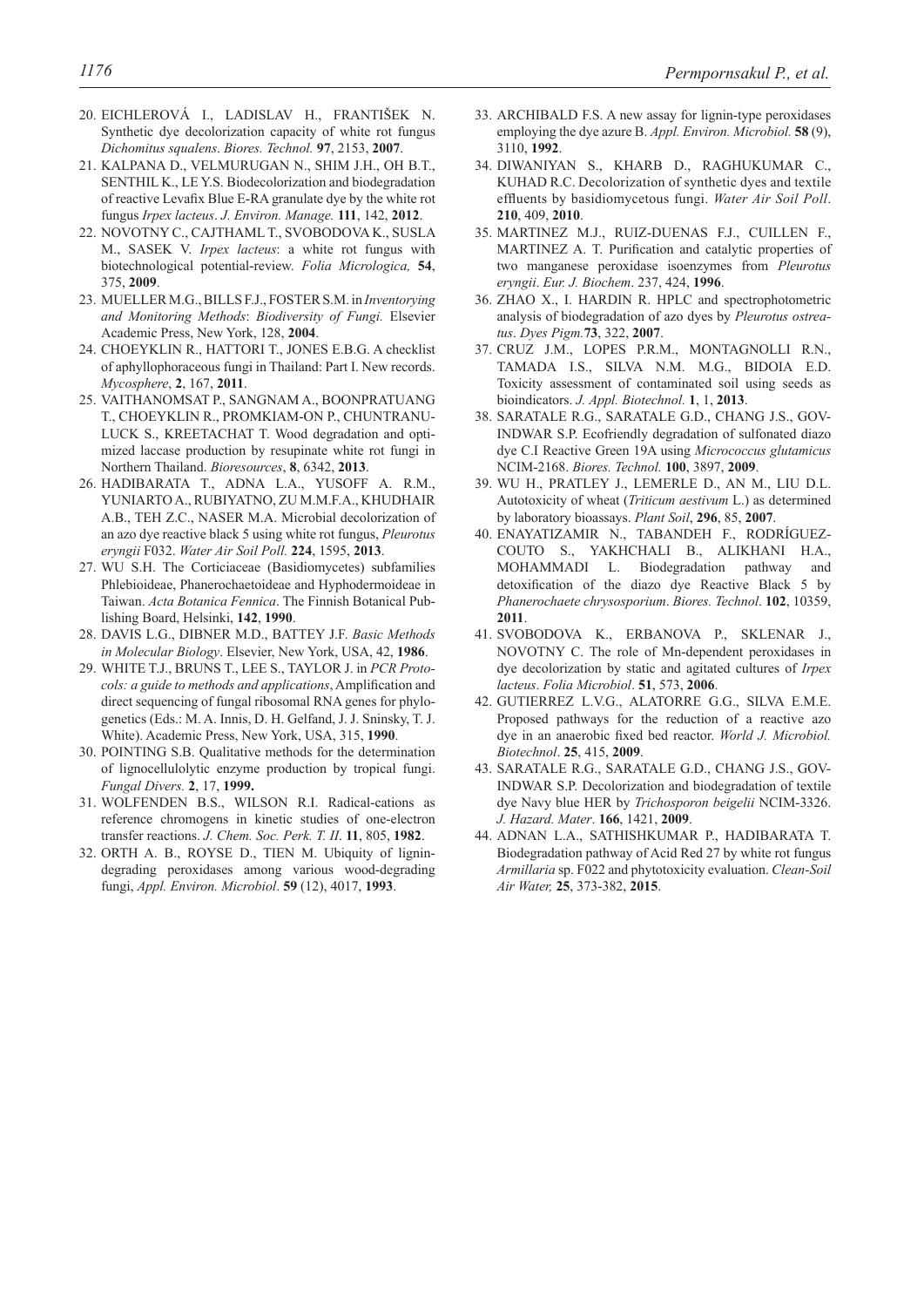20. EICHLEROVÁ I., LADISLAV H., FRANTIŠEK N. Synthetic dye decolorization capacity of white rot fungus *Dichomitus squalens*. *Biores. Technol.* **97**, 2153, **2007**.
21. KALPANA D., VELMURUGAN N., SHIM J.H., OH B.T., SENTHIL K., LE Y.S. Biodecolorization and biodegradation of reactive Levafix Blue E-RA granulate dye by the white rot fungus *Irpex lacteus*. *J. Environ. Manage.* **111**, 142, **2012**.
22. NOVOTNY C., CAJTHAML T., SVOBODOVA K., SUSLA M., SASEK V. *Irpex lacteus*: a white rot fungus with biotechnological potential-review. *Folia Micrologica,* **54**, 375, **2009**.
23. MUELLER M.G., BILLS F.J., FOSTER S.M. in *Inventorying and Monitoring Methods*: *Biodiversity of Fungi.* Elsevier Academic Press, New York, 128, **2004**.
24. CHOEYKLIN R., HATTORI T., JONES E.B.G. A checklist of aphyllophoraceous fungi in Thailand: Part I. New records. *Mycosphere*, **2**, 167, **2011**.
25. VAITHANOMSAT P., SANGNAM A., BOONPRATUANG T., CHOEYKLIN R., PROMKIAM-ON P., CHUNTRANULUCK S., KREETACHAT T. Wood degradation and optimized laccase production by resupinate white rot fungi in Northern Thailand. *Bioresources*, **8**, 6342, **2013**.
26. HADIBARATA T., ADNA L.A., YUSOFF A. R.M., YUNIARTO A., RUBIYATNO, ZU M.M.F.A., KHUDHAIR A.B., TEH Z.C., NASER M.A. Microbial decolorization of an azo dye reactive black 5 using white rot fungus, *Pleurotus eryngii* F032. *Water Air Soil Poll.* **224**, 1595, **2013**.
27. WU S.H. The Corticiaceae (Basidiomycetes) subfamilies Phlebioideae, Phanerochaetoideae and Hyphodermoideae in Taiwan. *Acta Botanica Fennica*. The Finnish Botanical Publishing Board, Helsinki, **142**, **1990**.
28. DAVIS L.G., DIBNER M.D., BATTEY J.F. *Basic Methods in Molecular Biology*. Elsevier, New York, USA, 42, **1986**.
29. WHITE T.J., BRUNS T., LEE S., TAYLOR J. in *PCR Protocols: a guide to methods and applications*, Amplification and direct sequencing of fungal ribosomal RNA genes for phylogenetics (Eds.: M. A. Innis, D. H. Gelfand, J. J. Sninsky, T. J. White). Academic Press, New York, USA, 315, **1990**.
30. POINTING S.B. Qualitative methods for the determination of lignocellulolytic enzyme production by tropical fungi. *Fungal Divers.* **2**, 17, **1999.**
31. WOLFENDEN B.S., WILSON R.I. Radical-cations as reference chromogens in kinetic studies of one-electron transfer reactions. *J. Chem. Soc. Perk. T. II*. **11**, 805, **1982**.
32. ORTH A. B., ROYSE D., TIEN M. Ubiquity of lignin-degrading peroxidases among various wood-degrading fungi, *Appl. Environ. Microbiol*. **59** (12), 4017, **1993**.
33. ARCHIBALD F.S. A new assay for lignin-type peroxidases employing the dye azure B. *Appl. Environ. Microbiol.* **58** (9), 3110, **1992**.
34. DIWANIYAN S., KHARB D., RAGHUKUMAR C., KUHAD R.C. Decolorization of synthetic dyes and textile effluents by basidiomycetous fungi. *Water Air Soil Poll*. **210**, 409, **2010**.
35. MARTINEZ M.J., RUIZ-DUENAS F.J., CUILLEN F., MARTINEZ A. T. Purification and catalytic properties of two manganese peroxidase isoenzymes from *Pleurotus eryngii*. *Eur. J. Biochem*. 237, 424, **1996**.
36. ZHAO X., I. HARDIN R. HPLC and spectrophotometric analysis of biodegradation of azo dyes by *Pleurotus ostreatus*. *Dyes Pigm.***73**, 322, **2007**.
37. CRUZ J.M., LOPES P.R.M., MONTAGNOLLI R.N., TAMADA I.S., SILVA N.M. M.G., BIDOIA E.D. Toxicity assessment of contaminated soil using seeds as bioindicators. *J. Appl. Biotechnol.* **1**, 1, **2013**.
38. SARATALE R.G., SARATALE G.D., CHANG J.S., GOVINDWAR S.P. Ecofriendly degradation of sulfonated diazo dye C.I Reactive Green 19A using *Micrococcus glutamicus* NCIM-2168. *Biores. Technol.* **100**, 3897, **2009**.
39. WU H., PRATLEY J., LEMERLE D., AN M., LIU D.L. Autotoxicity of wheat (*Triticum aestivum* L.) as determined by laboratory bioassays. *Plant Soil*, **296**, 85, **2007**.
40. ENAYATIZAMIR N., TABANDEH F., RODRÍGUEZ-COUTO S., YAKHCHALI B., ALIKHANI H.A., MOHAMMADI L. Biodegradation pathway and detoxification of the diazo dye Reactive Black 5 by *Phanerochaete chrysosporium*. *Biores. Technol*. **102**, 10359, **2011**.
41. SVOBODOVA K., ERBANOVA P., SKLENAR J., NOVOTNY C. The role of Mn-dependent peroxidases in dye decolorization by static and agitated cultures of *Irpex lacteus*. *Folia Microbiol*. **51**, 573, **2006**.
42. GUTIERREZ L.V.G., ALATORRE G.G., SILVA E.M.E. Proposed pathways for the reduction of a reactive azo dye in an anaerobic fixed bed reactor. *World J. Microbiol. Biotechnol*. **25**, 415, **2009**.
43. SARATALE R.G., SARATALE G.D., CHANG J.S., GOVINDWAR S.P. Decolorization and biodegradation of textile dye Navy blue HER by *Trichosporon beigelii* NCIM-3326. *J. Hazard. Mater*. **166**, 1421, **2009**.
44. ADNAN L.A., SATHISHKUMAR P., HADIBARATA T. Biodegradation pathway of Acid Red 27 by white rot fungus *Armillaria* sp. F022 and phytotoxicity evaluation. *Clean-Soil Air Water,* **25**, 373-382, **2015**.